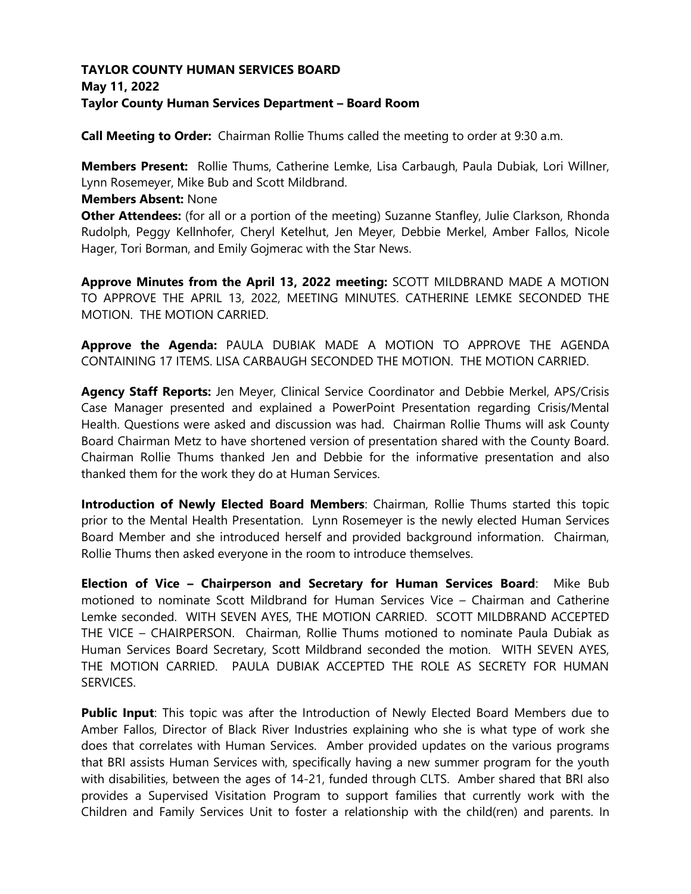**TAYLOR COUNTY HUMAN SERVICES BOARD**
**May 11, 2022**
**Taylor County Human Services Department – Board Room**

**Call Meeting to Order:** Chairman Rollie Thums called the meeting to order at 9:30 a.m.

**Members Present:** Rollie Thums, Catherine Lemke, Lisa Carbaugh, Paula Dubiak, Lori Willner, Lynn Rosemeyer, Mike Bub and Scott Mildbrand.
**Members Absent:** None
**Other Attendees:** (for all or a portion of the meeting) Suzanne Stanfley, Julie Clarkson, Rhonda Rudolph, Peggy Kellnhofer, Cheryl Ketelhut, Jen Meyer, Debbie Merkel, Amber Fallos, Nicole Hager, Tori Borman, and Emily Gojmerac with the Star News.

**Approve Minutes from the April 13, 2022 meeting:** SCOTT MILDBRAND MADE A MOTION TO APPROVE THE APRIL 13, 2022, MEETING MINUTES. CATHERINE LEMKE SECONDED THE MOTION. THE MOTION CARRIED.

**Approve the Agenda:** PAULA DUBIAK MADE A MOTION TO APPROVE THE AGENDA CONTAINING 17 ITEMS. LISA CARBAUGH SECONDED THE MOTION. THE MOTION CARRIED.

**Agency Staff Reports:** Jen Meyer, Clinical Service Coordinator and Debbie Merkel, APS/Crisis Case Manager presented and explained a PowerPoint Presentation regarding Crisis/Mental Health. Questions were asked and discussion was had. Chairman Rollie Thums will ask County Board Chairman Metz to have shortened version of presentation shared with the County Board. Chairman Rollie Thums thanked Jen and Debbie for the informative presentation and also thanked them for the work they do at Human Services.

**Introduction of Newly Elected Board Members**: Chairman, Rollie Thums started this topic prior to the Mental Health Presentation. Lynn Rosemeyer is the newly elected Human Services Board Member and she introduced herself and provided background information. Chairman, Rollie Thums then asked everyone in the room to introduce themselves.

**Election of Vice – Chairperson and Secretary for Human Services Board**: Mike Bub motioned to nominate Scott Mildbrand for Human Services Vice – Chairman and Catherine Lemke seconded. WITH SEVEN AYES, THE MOTION CARRIED. SCOTT MILDBRAND ACCEPTED THE VICE – CHAIRPERSON. Chairman, Rollie Thums motioned to nominate Paula Dubiak as Human Services Board Secretary, Scott Mildbrand seconded the motion. WITH SEVEN AYES, THE MOTION CARRIED. PAULA DUBIAK ACCEPTED THE ROLE AS SECRETY FOR HUMAN SERVICES.

**Public Input**: This topic was after the Introduction of Newly Elected Board Members due to Amber Fallos, Director of Black River Industries explaining who she is what type of work she does that correlates with Human Services. Amber provided updates on the various programs that BRI assists Human Services with, specifically having a new summer program for the youth with disabilities, between the ages of 14-21, funded through CLTS. Amber shared that BRI also provides a Supervised Visitation Program to support families that currently work with the Children and Family Services Unit to foster a relationship with the child(ren) and parents. In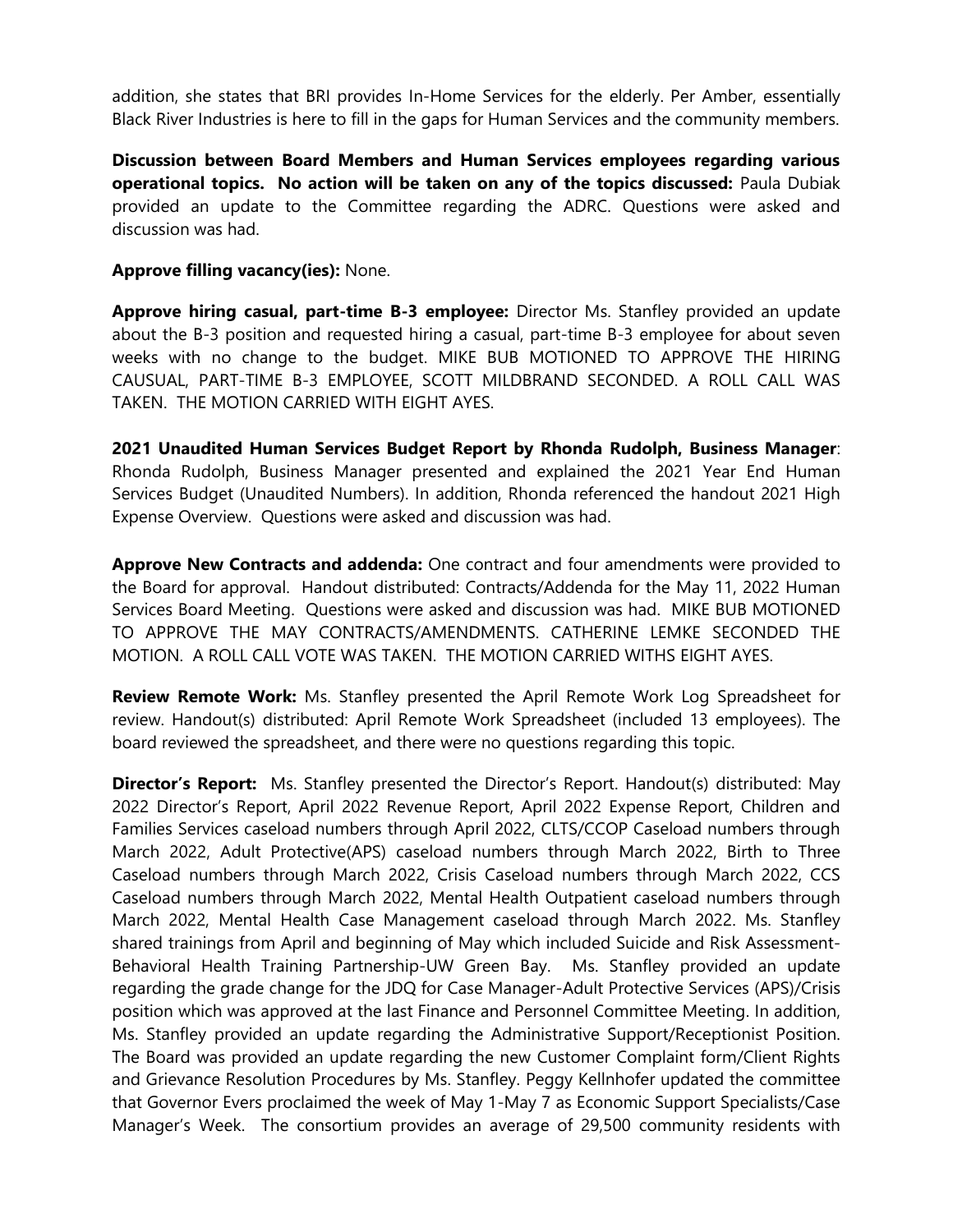addition, she states that BRI provides In-Home Services for the elderly. Per Amber, essentially Black River Industries is here to fill in the gaps for Human Services and the community members.

**Discussion between Board Members and Human Services employees regarding various operational topics. No action will be taken on any of the topics discussed:** Paula Dubiak provided an update to the Committee regarding the ADRC. Questions were asked and discussion was had.

**Approve filling vacancy(ies):** None.

**Approve hiring casual, part-time B-3 employee:** Director Ms. Stanfley provided an update about the B-3 position and requested hiring a casual, part-time B-3 employee for about seven weeks with no change to the budget. MIKE BUB MOTIONED TO APPROVE THE HIRING CAUSUAL, PART-TIME B-3 EMPLOYEE, SCOTT MILDBRAND SECONDED. A ROLL CALL WAS TAKEN. THE MOTION CARRIED WITH EIGHT AYES.

**2021 Unaudited Human Services Budget Report by Rhonda Rudolph, Business Manager**: Rhonda Rudolph, Business Manager presented and explained the 2021 Year End Human Services Budget (Unaudited Numbers). In addition, Rhonda referenced the handout 2021 High Expense Overview. Questions were asked and discussion was had.

**Approve New Contracts and addenda:** One contract and four amendments were provided to the Board for approval. Handout distributed: Contracts/Addenda for the May 11, 2022 Human Services Board Meeting. Questions were asked and discussion was had. MIKE BUB MOTIONED TO APPROVE THE MAY CONTRACTS/AMENDMENTS. CATHERINE LEMKE SECONDED THE MOTION. A ROLL CALL VOTE WAS TAKEN. THE MOTION CARRIED WITHS EIGHT AYES.

**Review Remote Work:** Ms. Stanfley presented the April Remote Work Log Spreadsheet for review. Handout(s) distributed: April Remote Work Spreadsheet (included 13 employees). The board reviewed the spreadsheet, and there were no questions regarding this topic.

**Director's Report:** Ms. Stanfley presented the Director's Report. Handout(s) distributed: May 2022 Director's Report, April 2022 Revenue Report, April 2022 Expense Report, Children and Families Services caseload numbers through April 2022, CLTS/CCOP Caseload numbers through March 2022, Adult Protective(APS) caseload numbers through March 2022, Birth to Three Caseload numbers through March 2022, Crisis Caseload numbers through March 2022, CCS Caseload numbers through March 2022, Mental Health Outpatient caseload numbers through March 2022, Mental Health Case Management caseload through March 2022. Ms. Stanfley shared trainings from April and beginning of May which included Suicide and Risk Assessment-Behavioral Health Training Partnership-UW Green Bay. Ms. Stanfley provided an update regarding the grade change for the JDQ for Case Manager-Adult Protective Services (APS)/Crisis position which was approved at the last Finance and Personnel Committee Meeting. In addition, Ms. Stanfley provided an update regarding the Administrative Support/Receptionist Position. The Board was provided an update regarding the new Customer Complaint form/Client Rights and Grievance Resolution Procedures by Ms. Stanfley. Peggy Kellnhofer updated the committee that Governor Evers proclaimed the week of May 1-May 7 as Economic Support Specialists/Case Manager's Week. The consortium provides an average of 29,500 community residents with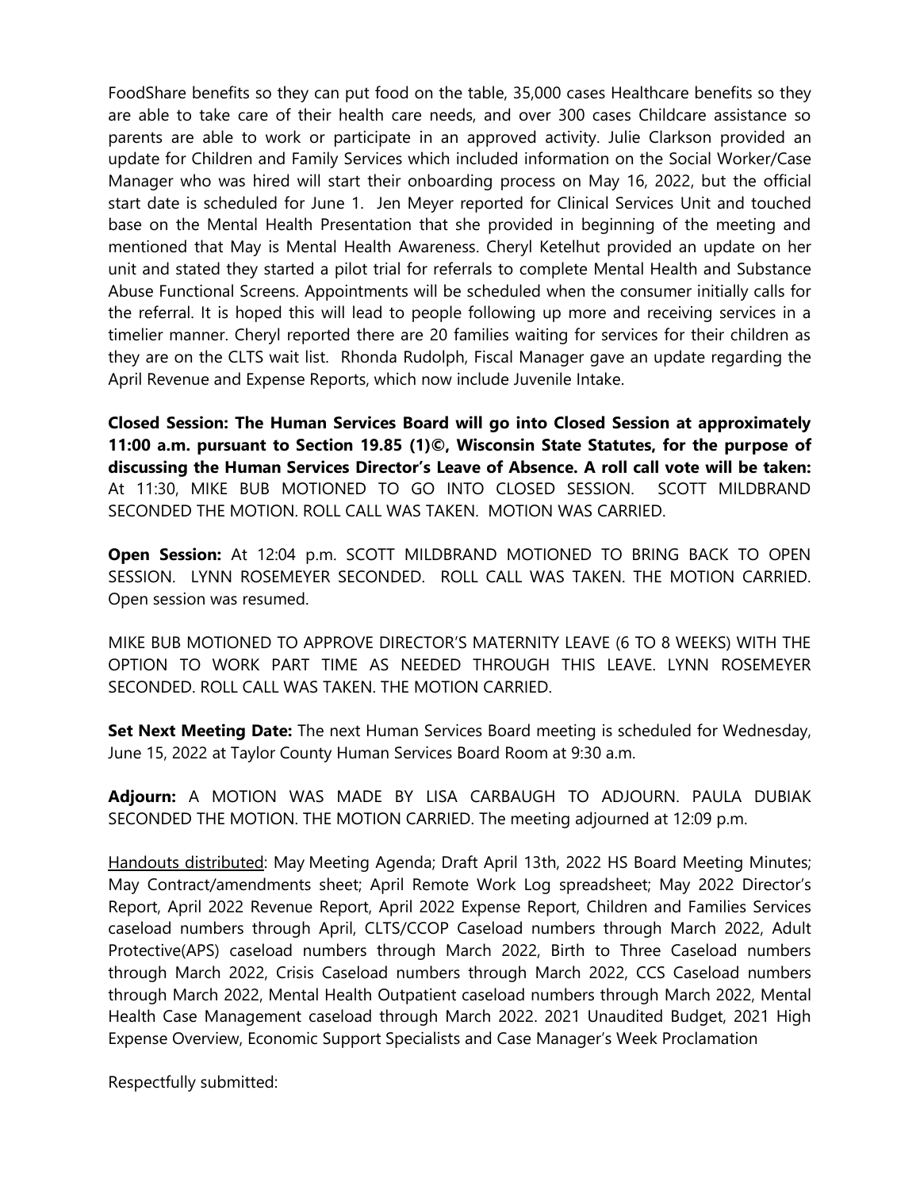FoodShare benefits so they can put food on the table, 35,000 cases Healthcare benefits so they are able to take care of their health care needs, and over 300 cases Childcare assistance so parents are able to work or participate in an approved activity. Julie Clarkson provided an update for Children and Family Services which included information on the Social Worker/Case Manager who was hired will start their onboarding process on May 16, 2022, but the official start date is scheduled for June 1. Jen Meyer reported for Clinical Services Unit and touched base on the Mental Health Presentation that she provided in beginning of the meeting and mentioned that May is Mental Health Awareness. Cheryl Ketelhut provided an update on her unit and stated they started a pilot trial for referrals to complete Mental Health and Substance Abuse Functional Screens. Appointments will be scheduled when the consumer initially calls for the referral. It is hoped this will lead to people following up more and receiving services in a timelier manner. Cheryl reported there are 20 families waiting for services for their children as they are on the CLTS wait list. Rhonda Rudolph, Fiscal Manager gave an update regarding the April Revenue and Expense Reports, which now include Juvenile Intake.

**Closed Session: The Human Services Board will go into Closed Session at approximately 11:00 a.m. pursuant to Section 19.85 (1)©, Wisconsin State Statutes, for the purpose of discussing the Human Services Director's Leave of Absence. A roll call vote will be taken:** At 11:30, MIKE BUB MOTIONED TO GO INTO CLOSED SESSION. SCOTT MILDBRAND SECONDED THE MOTION. ROLL CALL WAS TAKEN. MOTION WAS CARRIED.

**Open Session:** At 12:04 p.m. SCOTT MILDBRAND MOTIONED TO BRING BACK TO OPEN SESSION. LYNN ROSEMEYER SECONDED. ROLL CALL WAS TAKEN. THE MOTION CARRIED. Open session was resumed.

MIKE BUB MOTIONED TO APPROVE DIRECTOR'S MATERNITY LEAVE (6 TO 8 WEEKS) WITH THE OPTION TO WORK PART TIME AS NEEDED THROUGH THIS LEAVE. LYNN ROSEMEYER SECONDED. ROLL CALL WAS TAKEN. THE MOTION CARRIED.

**Set Next Meeting Date:** The next Human Services Board meeting is scheduled for Wednesday, June 15, 2022 at Taylor County Human Services Board Room at 9:30 a.m.

**Adjourn:** A MOTION WAS MADE BY LISA CARBAUGH TO ADJOURN. PAULA DUBIAK SECONDED THE MOTION. THE MOTION CARRIED. The meeting adjourned at 12:09 p.m.

Handouts distributed: May Meeting Agenda; Draft April 13th, 2022 HS Board Meeting Minutes; May Contract/amendments sheet; April Remote Work Log spreadsheet; May 2022 Director's Report, April 2022 Revenue Report, April 2022 Expense Report, Children and Families Services caseload numbers through April, CLTS/CCOP Caseload numbers through March 2022, Adult Protective(APS) caseload numbers through March 2022, Birth to Three Caseload numbers through March 2022, Crisis Caseload numbers through March 2022, CCS Caseload numbers through March 2022, Mental Health Outpatient caseload numbers through March 2022, Mental Health Case Management caseload through March 2022. 2021 Unaudited Budget, 2021 High Expense Overview, Economic Support Specialists and Case Manager's Week Proclamation

Respectfully submitted: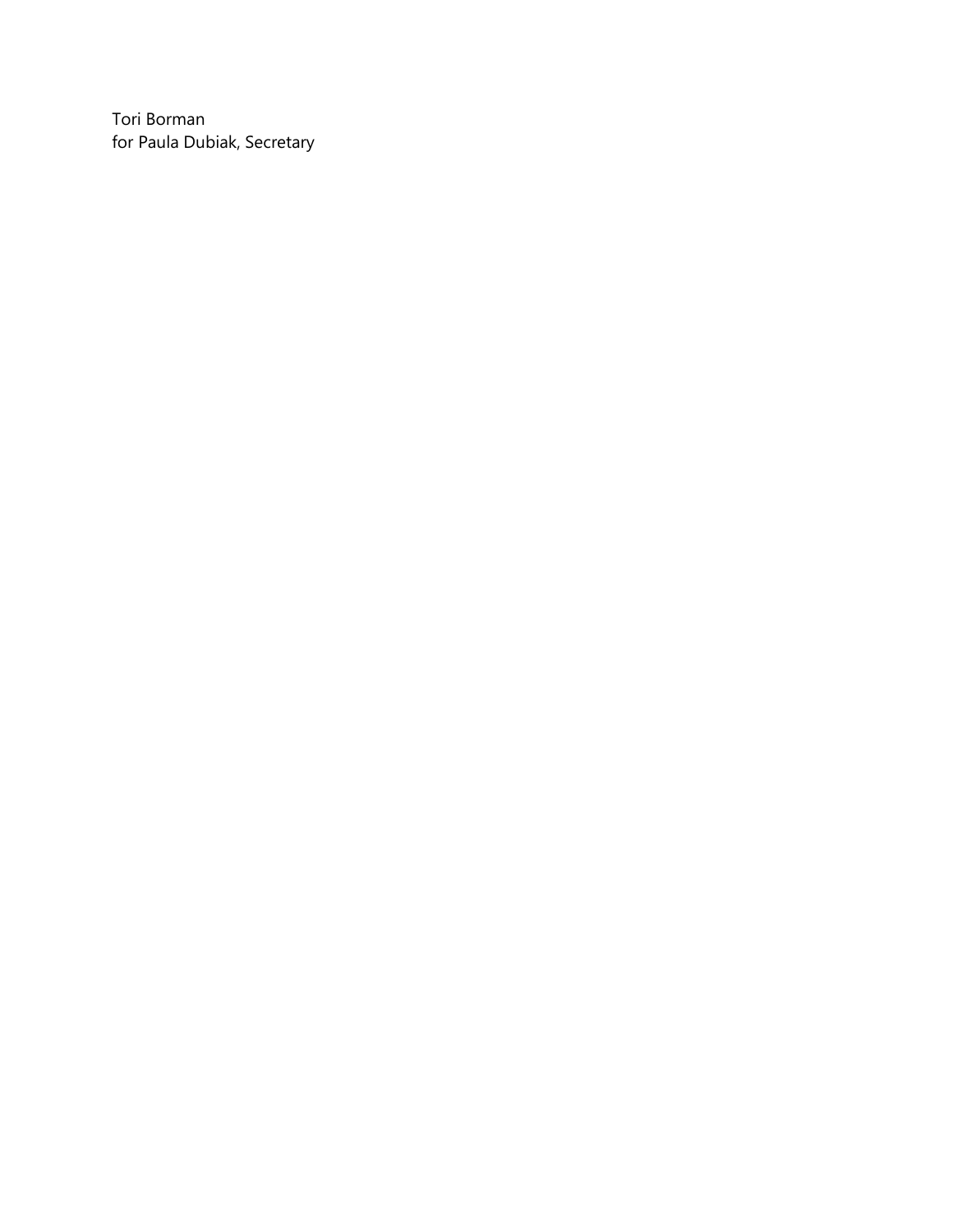Tori Borman
for Paula Dubiak, Secretary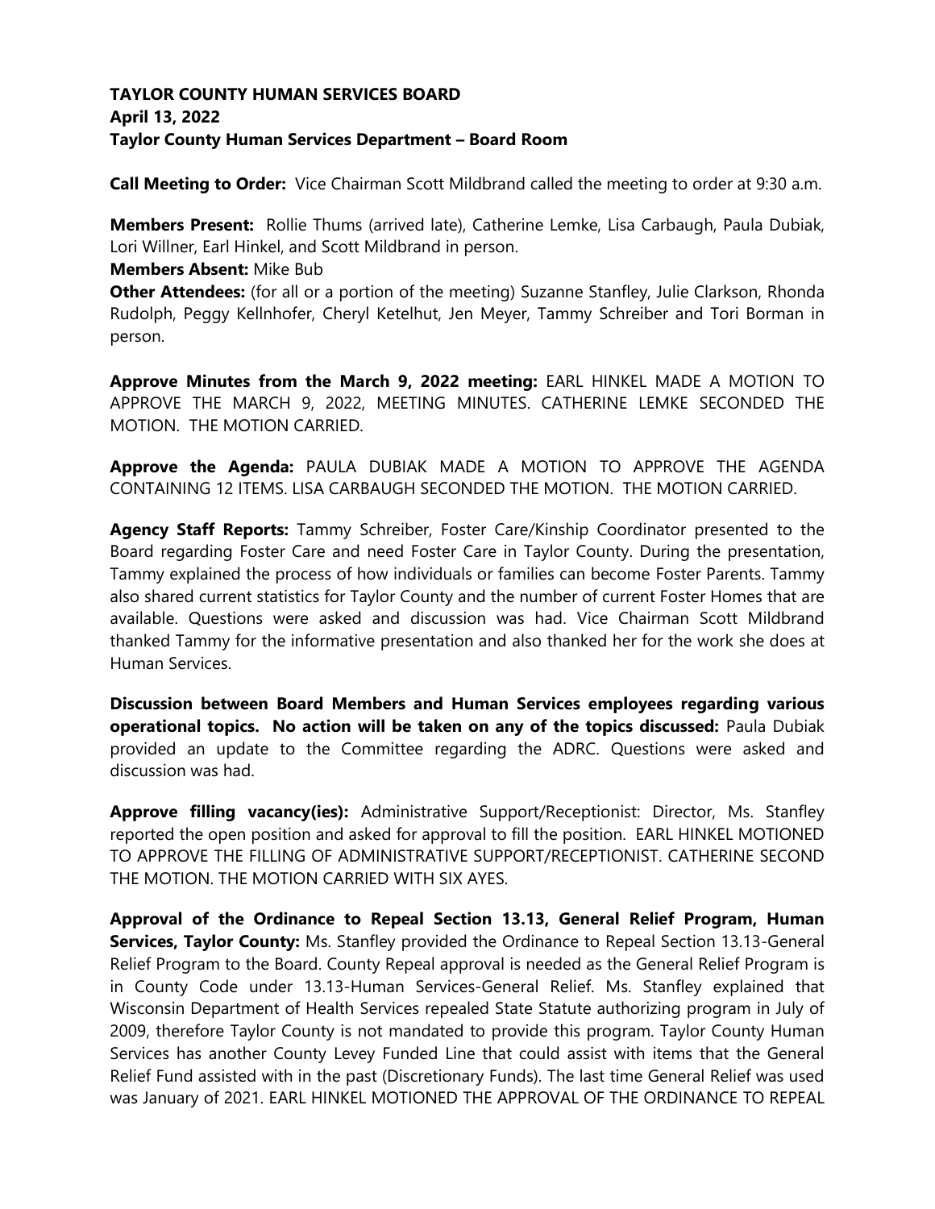**TAYLOR COUNTY HUMAN SERVICES BOARD**
**April 13, 2022**
**Taylor County Human Services Department – Board Room**

**Call Meeting to Order:** Vice Chairman Scott Mildbrand called the meeting to order at 9:30 a.m.

**Members Present:** Rollie Thums (arrived late), Catherine Lemke, Lisa Carbaugh, Paula Dubiak, Lori Willner, Earl Hinkel, and Scott Mildbrand in person.
**Members Absent:** Mike Bub
**Other Attendees:** (for all or a portion of the meeting) Suzanne Stanfley, Julie Clarkson, Rhonda Rudolph, Peggy Kellnhofer, Cheryl Ketelhut, Jen Meyer, Tammy Schreiber and Tori Borman in person.

**Approve Minutes from the March 9, 2022 meeting:** EARL HINKEL MADE A MOTION TO APPROVE THE MARCH 9, 2022, MEETING MINUTES. CATHERINE LEMKE SECONDED THE MOTION. THE MOTION CARRIED.

**Approve the Agenda:** PAULA DUBIAK MADE A MOTION TO APPROVE THE AGENDA CONTAINING 12 ITEMS. LISA CARBAUGH SECONDED THE MOTION. THE MOTION CARRIED.

**Agency Staff Reports:** Tammy Schreiber, Foster Care/Kinship Coordinator presented to the Board regarding Foster Care and need Foster Care in Taylor County. During the presentation, Tammy explained the process of how individuals or families can become Foster Parents. Tammy also shared current statistics for Taylor County and the number of current Foster Homes that are available. Questions were asked and discussion was had. Vice Chairman Scott Mildbrand thanked Tammy for the informative presentation and also thanked her for the work she does at Human Services.

**Discussion between Board Members and Human Services employees regarding various operational topics. No action will be taken on any of the topics discussed:** Paula Dubiak provided an update to the Committee regarding the ADRC. Questions were asked and discussion was had.

**Approve filling vacancy(ies):** Administrative Support/Receptionist: Director, Ms. Stanfley reported the open position and asked for approval to fill the position. EARL HINKEL MOTIONED TO APPROVE THE FILLING OF ADMINISTRATIVE SUPPORT/RECEPTIONIST. CATHERINE SECOND THE MOTION. THE MOTION CARRIED WITH SIX AYES.

**Approval of the Ordinance to Repeal Section 13.13, General Relief Program, Human Services, Taylor County:** Ms. Stanfley provided the Ordinance to Repeal Section 13.13-General Relief Program to the Board. County Repeal approval is needed as the General Relief Program is in County Code under 13.13-Human Services-General Relief. Ms. Stanfley explained that Wisconsin Department of Health Services repealed State Statute authorizing program in July of 2009, therefore Taylor County is not mandated to provide this program. Taylor County Human Services has another County Levey Funded Line that could assist with items that the General Relief Fund assisted with in the past (Discretionary Funds). The last time General Relief was used was January of 2021. EARL HINKEL MOTIONED THE APPROVAL OF THE ORDINANCE TO REPEAL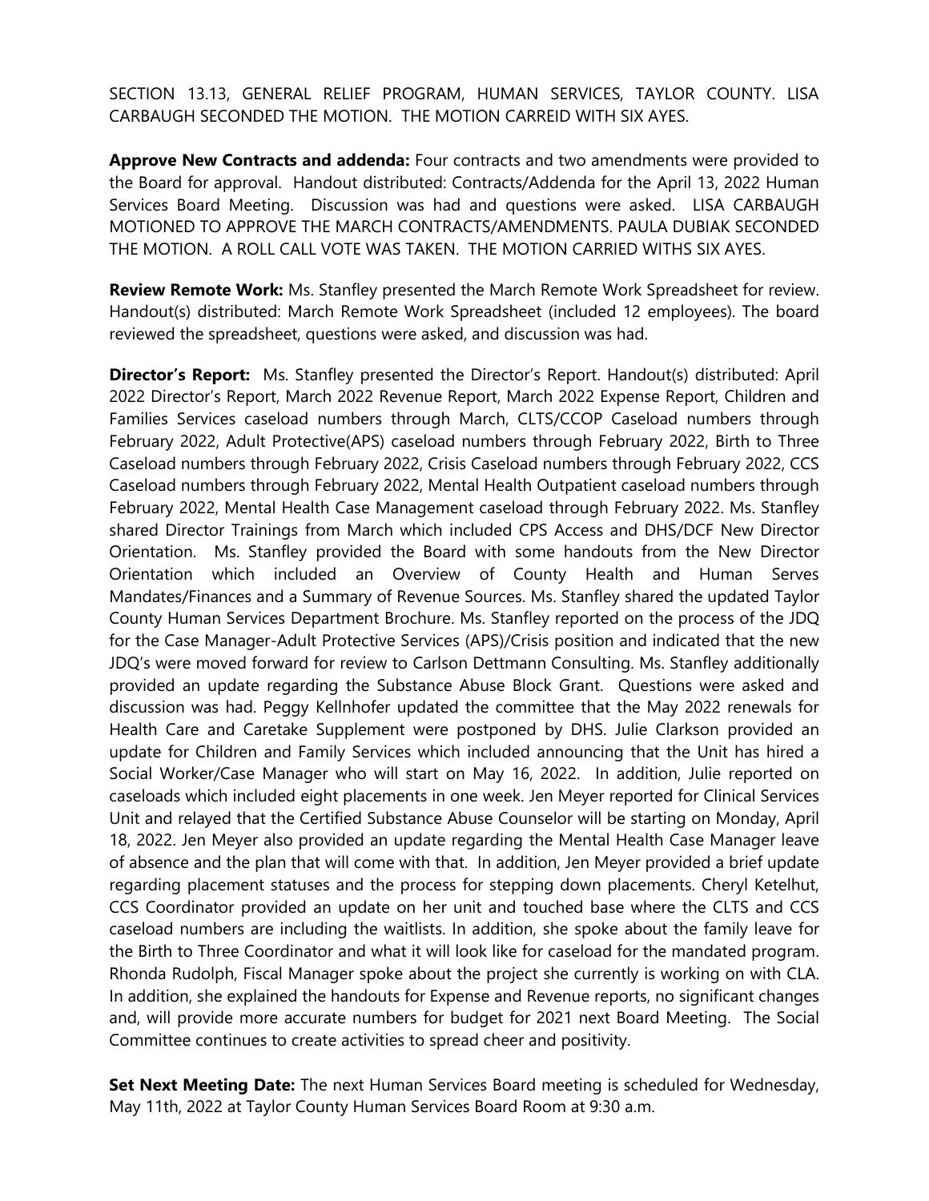SECTION 13.13, GENERAL RELIEF PROGRAM, HUMAN SERVICES, TAYLOR COUNTY. LISA CARBAUGH SECONDED THE MOTION. THE MOTION CARREID WITH SIX AYES.

**Approve New Contracts and addenda:** Four contracts and two amendments were provided to the Board for approval. Handout distributed: Contracts/Addenda for the April 13, 2022 Human Services Board Meeting. Discussion was had and questions were asked. LISA CARBAUGH MOTIONED TO APPROVE THE MARCH CONTRACTS/AMENDMENTS. PAULA DUBIAK SECONDED THE MOTION. A ROLL CALL VOTE WAS TAKEN. THE MOTION CARRIED WITHS SIX AYES.

**Review Remote Work:** Ms. Stanfley presented the March Remote Work Spreadsheet for review. Handout(s) distributed: March Remote Work Spreadsheet (included 12 employees). The board reviewed the spreadsheet, questions were asked, and discussion was had.

**Director's Report:** Ms. Stanfley presented the Director's Report. Handout(s) distributed: April 2022 Director's Report, March 2022 Revenue Report, March 2022 Expense Report, Children and Families Services caseload numbers through March, CLTS/CCOP Caseload numbers through February 2022, Adult Protective(APS) caseload numbers through February 2022, Birth to Three Caseload numbers through February 2022, Crisis Caseload numbers through February 2022, CCS Caseload numbers through February 2022, Mental Health Outpatient caseload numbers through February 2022, Mental Health Case Management caseload through February 2022. Ms. Stanfley shared Director Trainings from March which included CPS Access and DHS/DCF New Director Orientation. Ms. Stanfley provided the Board with some handouts from the New Director Orientation which included an Overview of County Health and Human Serves Mandates/Finances and a Summary of Revenue Sources. Ms. Stanfley shared the updated Taylor County Human Services Department Brochure. Ms. Stanfley reported on the process of the JDQ for the Case Manager-Adult Protective Services (APS)/Crisis position and indicated that the new JDQ's were moved forward for review to Carlson Dettmann Consulting. Ms. Stanfley additionally provided an update regarding the Substance Abuse Block Grant. Questions were asked and discussion was had. Peggy Kellnhofer updated the committee that the May 2022 renewals for Health Care and Caretake Supplement were postponed by DHS. Julie Clarkson provided an update for Children and Family Services which included announcing that the Unit has hired a Social Worker/Case Manager who will start on May 16, 2022. In addition, Julie reported on caseloads which included eight placements in one week. Jen Meyer reported for Clinical Services Unit and relayed that the Certified Substance Abuse Counselor will be starting on Monday, April 18, 2022. Jen Meyer also provided an update regarding the Mental Health Case Manager leave of absence and the plan that will come with that. In addition, Jen Meyer provided a brief update regarding placement statuses and the process for stepping down placements. Cheryl Ketelhut, CCS Coordinator provided an update on her unit and touched base where the CLTS and CCS caseload numbers are including the waitlists. In addition, she spoke about the family leave for the Birth to Three Coordinator and what it will look like for caseload for the mandated program. Rhonda Rudolph, Fiscal Manager spoke about the project she currently is working on with CLA. In addition, she explained the handouts for Expense and Revenue reports, no significant changes and, will provide more accurate numbers for budget for 2021 next Board Meeting. The Social Committee continues to create activities to spread cheer and positivity.

**Set Next Meeting Date:** The next Human Services Board meeting is scheduled for Wednesday, May 11th, 2022 at Taylor County Human Services Board Room at 9:30 a.m.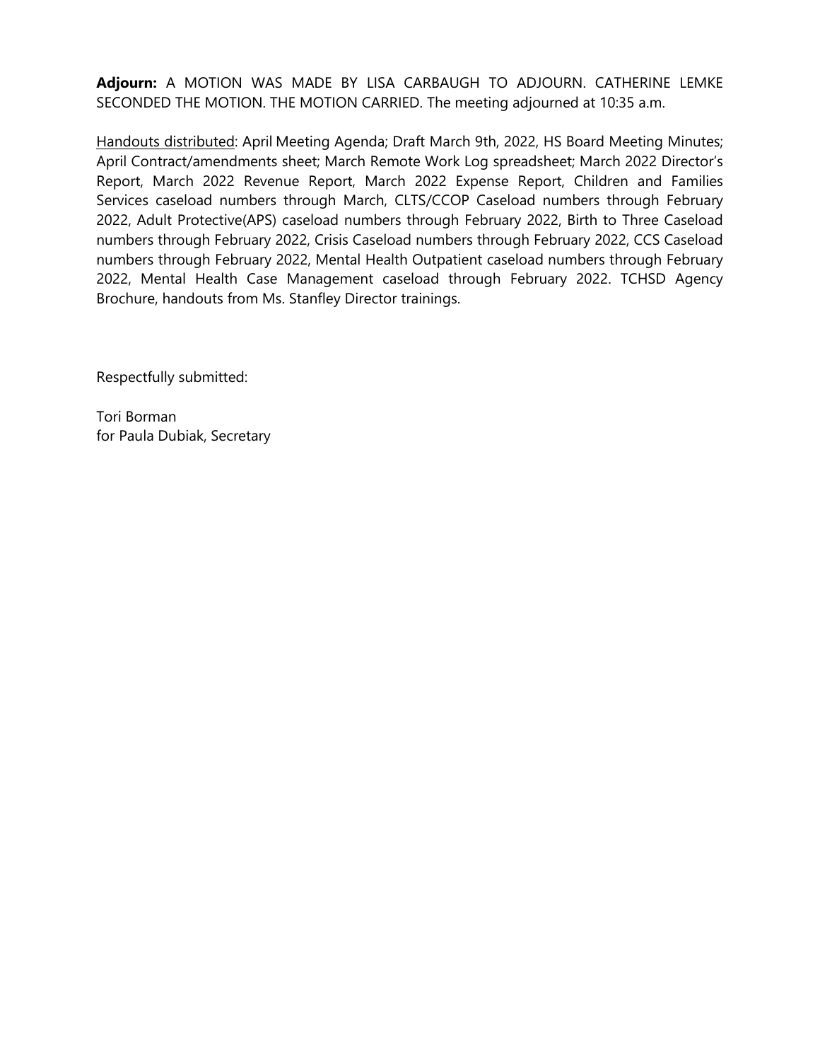**Adjourn:** A MOTION WAS MADE BY LISA CARBAUGH TO ADJOURN. CATHERINE LEMKE SECONDED THE MOTION. THE MOTION CARRIED. The meeting adjourned at 10:35 a.m.

Handouts distributed: April Meeting Agenda; Draft March 9th, 2022, HS Board Meeting Minutes; April Contract/amendments sheet; March Remote Work Log spreadsheet; March 2022 Director's Report, March 2022 Revenue Report, March 2022 Expense Report, Children and Families Services caseload numbers through March, CLTS/CCOP Caseload numbers through February 2022, Adult Protective(APS) caseload numbers through February 2022, Birth to Three Caseload numbers through February 2022, Crisis Caseload numbers through February 2022, CCS Caseload numbers through February 2022, Mental Health Outpatient caseload numbers through February 2022, Mental Health Case Management caseload through February 2022. TCHSD Agency Brochure, handouts from Ms. Stanfley Director trainings.

Respectfully submitted:

Tori Borman
for Paula Dubiak, Secretary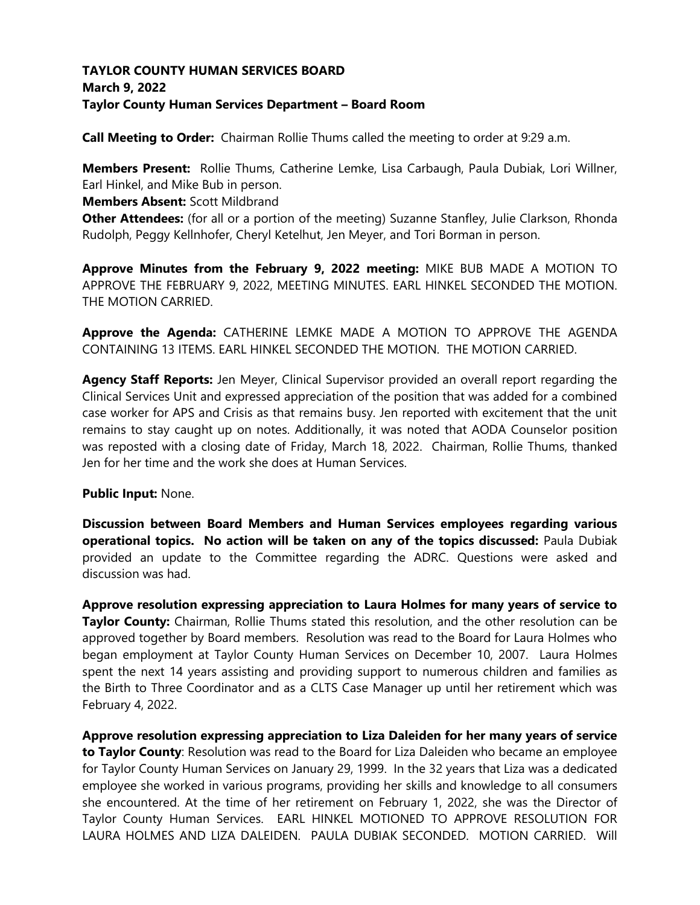**TAYLOR COUNTY HUMAN SERVICES BOARD**
**March 9, 2022**
**Taylor County Human Services Department – Board Room**

**Call Meeting to Order:** Chairman Rollie Thums called the meeting to order at 9:29 a.m.

**Members Present:** Rollie Thums, Catherine Lemke, Lisa Carbaugh, Paula Dubiak, Lori Willner, Earl Hinkel, and Mike Bub in person.
**Members Absent:** Scott Mildbrand
**Other Attendees:** (for all or a portion of the meeting) Suzanne Stanfley, Julie Clarkson, Rhonda Rudolph, Peggy Kellnhofer, Cheryl Ketelhut, Jen Meyer, and Tori Borman in person.

**Approve Minutes from the February 9, 2022 meeting:** MIKE BUB MADE A MOTION TO APPROVE THE FEBRUARY 9, 2022, MEETING MINUTES. EARL HINKEL SECONDED THE MOTION. THE MOTION CARRIED.

**Approve the Agenda:** CATHERINE LEMKE MADE A MOTION TO APPROVE THE AGENDA CONTAINING 13 ITEMS. EARL HINKEL SECONDED THE MOTION. THE MOTION CARRIED.

**Agency Staff Reports:** Jen Meyer, Clinical Supervisor provided an overall report regarding the Clinical Services Unit and expressed appreciation of the position that was added for a combined case worker for APS and Crisis as that remains busy. Jen reported with excitement that the unit remains to stay caught up on notes. Additionally, it was noted that AODA Counselor position was reposted with a closing date of Friday, March 18, 2022. Chairman, Rollie Thums, thanked Jen for her time and the work she does at Human Services.

**Public Input:** None.

**Discussion between Board Members and Human Services employees regarding various operational topics. No action will be taken on any of the topics discussed:** Paula Dubiak provided an update to the Committee regarding the ADRC. Questions were asked and discussion was had.

**Approve resolution expressing appreciation to Laura Holmes for many years of service to Taylor County:** Chairman, Rollie Thums stated this resolution, and the other resolution can be approved together by Board members. Resolution was read to the Board for Laura Holmes who began employment at Taylor County Human Services on December 10, 2007. Laura Holmes spent the next 14 years assisting and providing support to numerous children and families as the Birth to Three Coordinator and as a CLTS Case Manager up until her retirement which was February 4, 2022.

**Approve resolution expressing appreciation to Liza Daleiden for her many years of service to Taylor County**: Resolution was read to the Board for Liza Daleiden who became an employee for Taylor County Human Services on January 29, 1999. In the 32 years that Liza was a dedicated employee she worked in various programs, providing her skills and knowledge to all consumers she encountered. At the time of her retirement on February 1, 2022, she was the Director of Taylor County Human Services. EARL HINKEL MOTIONED TO APPROVE RESOLUTION FOR LAURA HOLMES AND LIZA DALEIDEN. PAULA DUBIAK SECONDED. MOTION CARRIED. Will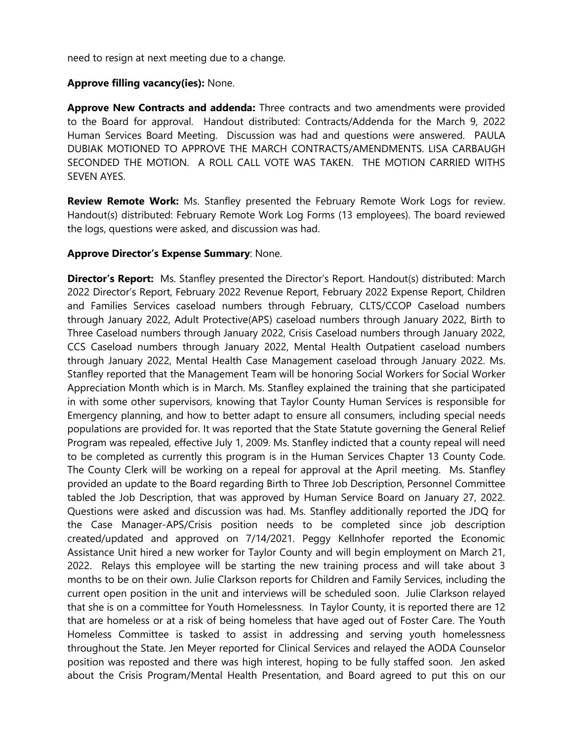need to resign at next meeting due to a change.

**Approve filling vacancy(ies):** None.

**Approve New Contracts and addenda:** Three contracts and two amendments were provided to the Board for approval. Handout distributed: Contracts/Addenda for the March 9, 2022 Human Services Board Meeting. Discussion was had and questions were answered. PAULA DUBIAK MOTIONED TO APPROVE THE MARCH CONTRACTS/AMENDMENTS. LISA CARBAUGH SECONDED THE MOTION. A ROLL CALL VOTE WAS TAKEN. THE MOTION CARRIED WITHS SEVEN AYES.

**Review Remote Work:** Ms. Stanfley presented the February Remote Work Logs for review. Handout(s) distributed: February Remote Work Log Forms (13 employees). The board reviewed the logs, questions were asked, and discussion was had.

**Approve Director's Expense Summary**: None.

**Director's Report:** Ms. Stanfley presented the Director's Report. Handout(s) distributed: March 2022 Director's Report, February 2022 Revenue Report, February 2022 Expense Report, Children and Families Services caseload numbers through February, CLTS/CCOP Caseload numbers through January 2022, Adult Protective(APS) caseload numbers through January 2022, Birth to Three Caseload numbers through January 2022, Crisis Caseload numbers through January 2022, CCS Caseload numbers through January 2022, Mental Health Outpatient caseload numbers through January 2022, Mental Health Case Management caseload through January 2022. Ms. Stanfley reported that the Management Team will be honoring Social Workers for Social Worker Appreciation Month which is in March. Ms. Stanfley explained the training that she participated in with some other supervisors, knowing that Taylor County Human Services is responsible for Emergency planning, and how to better adapt to ensure all consumers, including special needs populations are provided for. It was reported that the State Statute governing the General Relief Program was repealed, effective July 1, 2009. Ms. Stanfley indicted that a county repeal will need to be completed as currently this program is in the Human Services Chapter 13 County Code. The County Clerk will be working on a repeal for approval at the April meeting. Ms. Stanfley provided an update to the Board regarding Birth to Three Job Description, Personnel Committee tabled the Job Description, that was approved by Human Service Board on January 27, 2022. Questions were asked and discussion was had. Ms. Stanfley additionally reported the JDQ for the Case Manager-APS/Crisis position needs to be completed since job description created/updated and approved on 7/14/2021. Peggy Kellnhofer reported the Economic Assistance Unit hired a new worker for Taylor County and will begin employment on March 21, 2022. Relays this employee will be starting the new training process and will take about 3 months to be on their own. Julie Clarkson reports for Children and Family Services, including the current open position in the unit and interviews will be scheduled soon. Julie Clarkson relayed that she is on a committee for Youth Homelessness. In Taylor County, it is reported there are 12 that are homeless or at a risk of being homeless that have aged out of Foster Care. The Youth Homeless Committee is tasked to assist in addressing and serving youth homelessness throughout the State. Jen Meyer reported for Clinical Services and relayed the AODA Counselor position was reposted and there was high interest, hoping to be fully staffed soon. Jen asked about the Crisis Program/Mental Health Presentation, and Board agreed to put this on our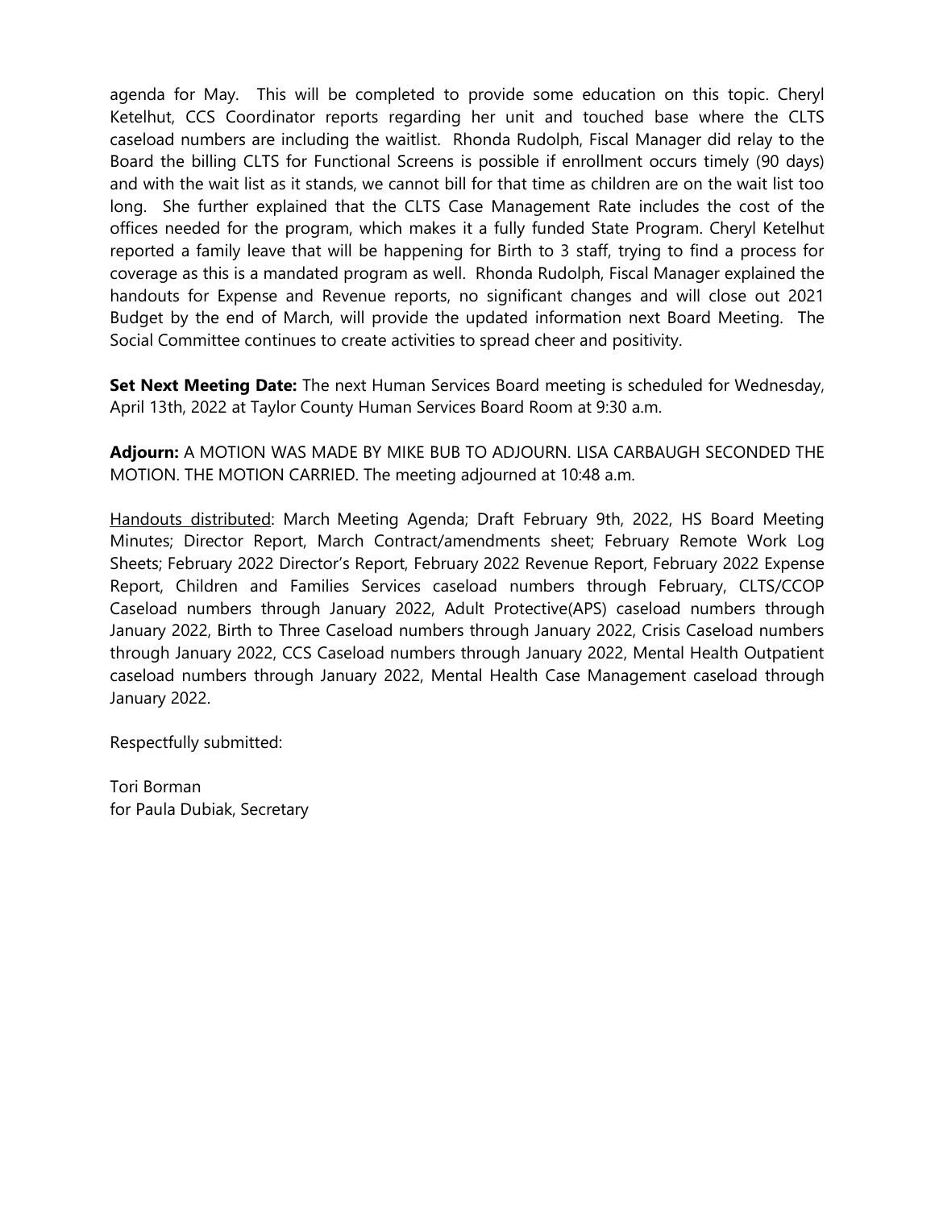agenda for May. This will be completed to provide some education on this topic. Cheryl Ketelhut, CCS Coordinator reports regarding her unit and touched base where the CLTS caseload numbers are including the waitlist. Rhonda Rudolph, Fiscal Manager did relay to the Board the billing CLTS for Functional Screens is possible if enrollment occurs timely (90 days) and with the wait list as it stands, we cannot bill for that time as children are on the wait list too long. She further explained that the CLTS Case Management Rate includes the cost of the offices needed for the program, which makes it a fully funded State Program. Cheryl Ketelhut reported a family leave that will be happening for Birth to 3 staff, trying to find a process for coverage as this is a mandated program as well. Rhonda Rudolph, Fiscal Manager explained the handouts for Expense and Revenue reports, no significant changes and will close out 2021 Budget by the end of March, will provide the updated information next Board Meeting. The Social Committee continues to create activities to spread cheer and positivity.

**Set Next Meeting Date:** The next Human Services Board meeting is scheduled for Wednesday, April 13th, 2022 at Taylor County Human Services Board Room at 9:30 a.m.

**Adjourn:** A MOTION WAS MADE BY MIKE BUB TO ADJOURN. LISA CARBAUGH SECONDED THE MOTION. THE MOTION CARRIED. The meeting adjourned at 10:48 a.m.

<u>Handouts distributed</u>: March Meeting Agenda; Draft February 9th, 2022, HS Board Meeting Minutes; Director Report, March Contract/amendments sheet; February Remote Work Log Sheets; February 2022 Director's Report, February 2022 Revenue Report, February 2022 Expense Report, Children and Families Services caseload numbers through February, CLTS/CCOP Caseload numbers through January 2022, Adult Protective(APS) caseload numbers through January 2022, Birth to Three Caseload numbers through January 2022, Crisis Caseload numbers through January 2022, CCS Caseload numbers through January 2022, Mental Health Outpatient caseload numbers through January 2022, Mental Health Case Management caseload through January 2022.

Respectfully submitted:

Tori Borman  
for Paula Dubiak, Secretary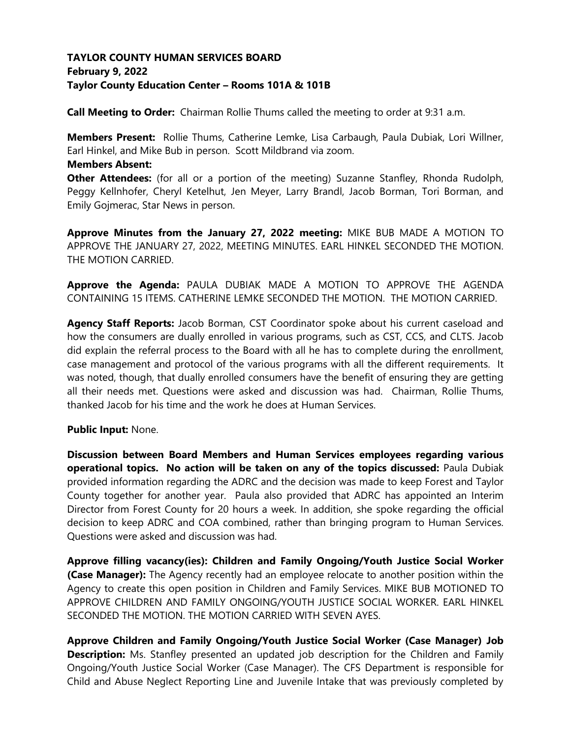**TAYLOR COUNTY HUMAN SERVICES BOARD**
**February 9, 2022**
**Taylor County Education Center – Rooms 101A & 101B**

**Call Meeting to Order:** Chairman Rollie Thums called the meeting to order at 9:31 a.m.

**Members Present:** Rollie Thums, Catherine Lemke, Lisa Carbaugh, Paula Dubiak, Lori Willner, Earl Hinkel, and Mike Bub in person. Scott Mildbrand via zoom.

**Members Absent:**

**Other Attendees:** (for all or a portion of the meeting) Suzanne Stanfley, Rhonda Rudolph, Peggy Kellnhofer, Cheryl Ketelhut, Jen Meyer, Larry Brandl, Jacob Borman, Tori Borman, and Emily Gojmerac, Star News in person.

**Approve Minutes from the January 27, 2022 meeting:** MIKE BUB MADE A MOTION TO APPROVE THE JANUARY 27, 2022, MEETING MINUTES. EARL HINKEL SECONDED THE MOTION. THE MOTION CARRIED.

**Approve the Agenda:** PAULA DUBIAK MADE A MOTION TO APPROVE THE AGENDA CONTAINING 15 ITEMS. CATHERINE LEMKE SECONDED THE MOTION. THE MOTION CARRIED.

**Agency Staff Reports:** Jacob Borman, CST Coordinator spoke about his current caseload and how the consumers are dually enrolled in various programs, such as CST, CCS, and CLTS. Jacob did explain the referral process to the Board with all he has to complete during the enrollment, case management and protocol of the various programs with all the different requirements. It was noted, though, that dually enrolled consumers have the benefit of ensuring they are getting all their needs met. Questions were asked and discussion was had. Chairman, Rollie Thums, thanked Jacob for his time and the work he does at Human Services.

**Public Input:** None.

**Discussion between Board Members and Human Services employees regarding various operational topics. No action will be taken on any of the topics discussed:** Paula Dubiak provided information regarding the ADRC and the decision was made to keep Forest and Taylor County together for another year. Paula also provided that ADRC has appointed an Interim Director from Forest County for 20 hours a week. In addition, she spoke regarding the official decision to keep ADRC and COA combined, rather than bringing program to Human Services. Questions were asked and discussion was had.

**Approve filling vacancy(ies): Children and Family Ongoing/Youth Justice Social Worker (Case Manager):** The Agency recently had an employee relocate to another position within the Agency to create this open position in Children and Family Services. MIKE BUB MOTIONED TO APPROVE CHILDREN AND FAMILY ONGOING/YOUTH JUSTICE SOCIAL WORKER. EARL HINKEL SECONDED THE MOTION. THE MOTION CARRIED WITH SEVEN AYES.

**Approve Children and Family Ongoing/Youth Justice Social Worker (Case Manager) Job Description:** Ms. Stanfley presented an updated job description for the Children and Family Ongoing/Youth Justice Social Worker (Case Manager). The CFS Department is responsible for Child and Abuse Neglect Reporting Line and Juvenile Intake that was previously completed by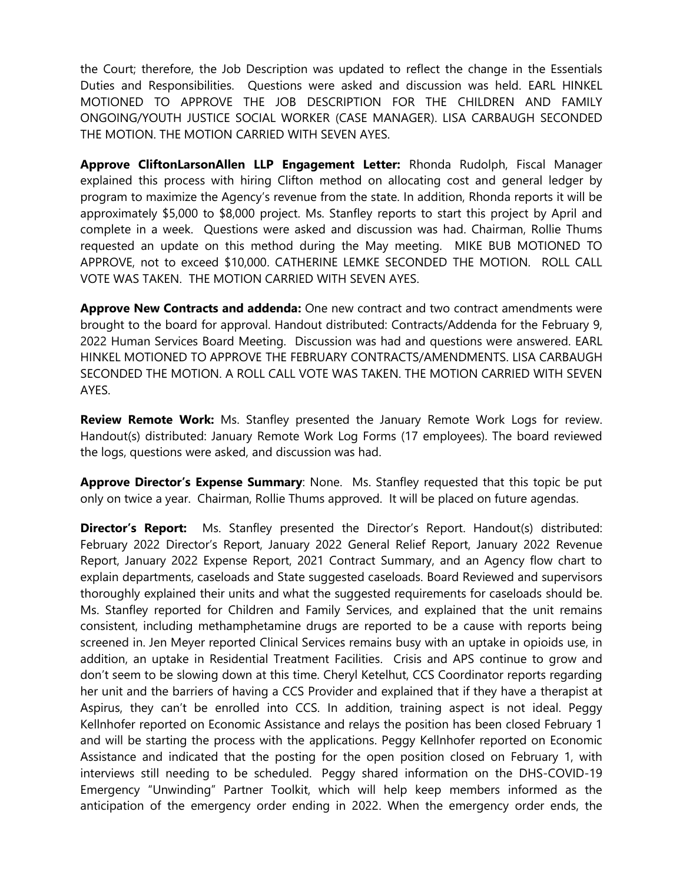the Court; therefore, the Job Description was updated to reflect the change in the Essentials Duties and Responsibilities. Questions were asked and discussion was held. EARL HINKEL MOTIONED TO APPROVE THE JOB DESCRIPTION FOR THE CHILDREN AND FAMILY ONGOING/YOUTH JUSTICE SOCIAL WORKER (CASE MANAGER). LISA CARBAUGH SECONDED THE MOTION. THE MOTION CARRIED WITH SEVEN AYES.

**Approve CliftonLarsonAllen LLP Engagement Letter:** Rhonda Rudolph, Fiscal Manager explained this process with hiring Clifton method on allocating cost and general ledger by program to maximize the Agency's revenue from the state. In addition, Rhonda reports it will be approximately $5,000 to $8,000 project. Ms. Stanfley reports to start this project by April and complete in a week. Questions were asked and discussion was had. Chairman, Rollie Thums requested an update on this method during the May meeting. MIKE BUB MOTIONED TO APPROVE, not to exceed $10,000. CATHERINE LEMKE SECONDED THE MOTION. ROLL CALL VOTE WAS TAKEN. THE MOTION CARRIED WITH SEVEN AYES.

**Approve New Contracts and addenda:** One new contract and two contract amendments were brought to the board for approval. Handout distributed: Contracts/Addenda for the February 9, 2022 Human Services Board Meeting. Discussion was had and questions were answered. EARL HINKEL MOTIONED TO APPROVE THE FEBRUARY CONTRACTS/AMENDMENTS. LISA CARBAUGH SECONDED THE MOTION. A ROLL CALL VOTE WAS TAKEN. THE MOTION CARRIED WITH SEVEN AYES.

**Review Remote Work:** Ms. Stanfley presented the January Remote Work Logs for review. Handout(s) distributed: January Remote Work Log Forms (17 employees). The board reviewed the logs, questions were asked, and discussion was had.

**Approve Director's Expense Summary**: None. Ms. Stanfley requested that this topic be put only on twice a year. Chairman, Rollie Thums approved. It will be placed on future agendas.

**Director's Report:** Ms. Stanfley presented the Director's Report. Handout(s) distributed: February 2022 Director's Report, January 2022 General Relief Report, January 2022 Revenue Report, January 2022 Expense Report, 2021 Contract Summary, and an Agency flow chart to explain departments, caseloads and State suggested caseloads. Board Reviewed and supervisors thoroughly explained their units and what the suggested requirements for caseloads should be. Ms. Stanfley reported for Children and Family Services, and explained that the unit remains consistent, including methamphetamine drugs are reported to be a cause with reports being screened in. Jen Meyer reported Clinical Services remains busy with an uptake in opioids use, in addition, an uptake in Residential Treatment Facilities. Crisis and APS continue to grow and don't seem to be slowing down at this time. Cheryl Ketelhut, CCS Coordinator reports regarding her unit and the barriers of having a CCS Provider and explained that if they have a therapist at Aspirus, they can't be enrolled into CCS. In addition, training aspect is not ideal. Peggy Kellnhofer reported on Economic Assistance and relays the position has been closed February 1 and will be starting the process with the applications. Peggy Kellnhofer reported on Economic Assistance and indicated that the posting for the open position closed on February 1, with interviews still needing to be scheduled. Peggy shared information on the DHS-COVID-19 Emergency "Unwinding" Partner Toolkit, which will help keep members informed as the anticipation of the emergency order ending in 2022. When the emergency order ends, the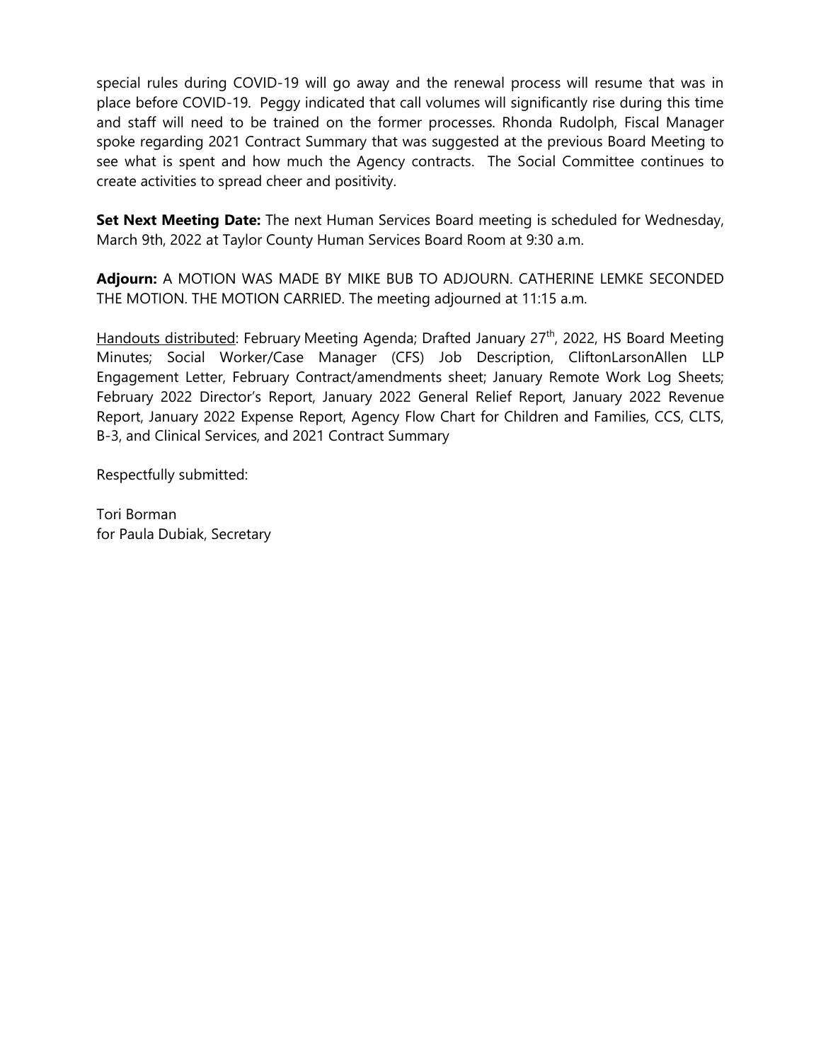special rules during COVID-19 will go away and the renewal process will resume that was in place before COVID-19. Peggy indicated that call volumes will significantly rise during this time and staff will need to be trained on the former processes. Rhonda Rudolph, Fiscal Manager spoke regarding 2021 Contract Summary that was suggested at the previous Board Meeting to see what is spent and how much the Agency contracts. The Social Committee continues to create activities to spread cheer and positivity.

**Set Next Meeting Date:** The next Human Services Board meeting is scheduled for Wednesday, March 9th, 2022 at Taylor County Human Services Board Room at 9:30 a.m.

**Adjourn:** A MOTION WAS MADE BY MIKE BUB TO ADJOURN. CATHERINE LEMKE SECONDED THE MOTION. THE MOTION CARRIED. The meeting adjourned at 11:15 a.m.

<u>Handouts distributed</u>: February Meeting Agenda; Drafted January 27th, 2022, HS Board Meeting Minutes; Social Worker/Case Manager (CFS) Job Description, CliftonLarsonAllen LLP Engagement Letter, February Contract/amendments sheet; January Remote Work Log Sheets; February 2022 Director's Report, January 2022 General Relief Report, January 2022 Revenue Report, January 2022 Expense Report, Agency Flow Chart for Children and Families, CCS, CLTS, B-3, and Clinical Services, and 2021 Contract Summary

Respectfully submitted:

Tori Borman
for Paula Dubiak, Secretary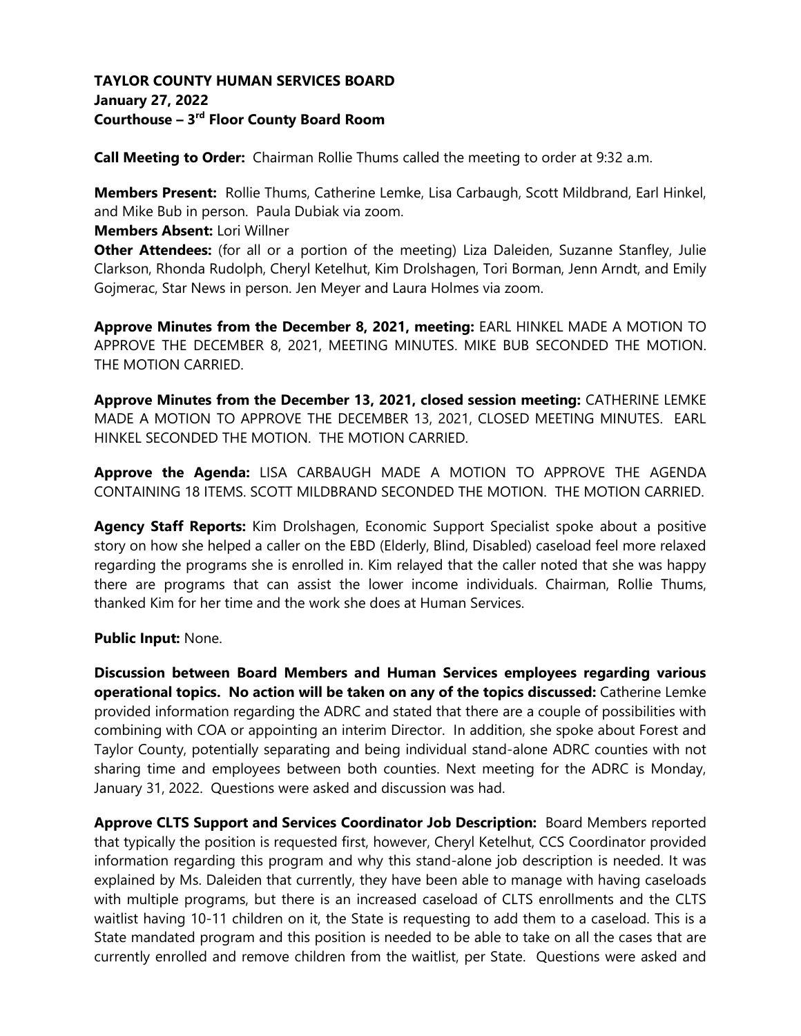**TAYLOR COUNTY HUMAN SERVICES BOARD**
**January 27, 2022**
**Courthouse – 3rd Floor County Board Room**

**Call Meeting to Order:** Chairman Rollie Thums called the meeting to order at 9:32 a.m.

**Members Present:** Rollie Thums, Catherine Lemke, Lisa Carbaugh, Scott Mildbrand, Earl Hinkel, and Mike Bub in person. Paula Dubiak via zoom.
**Members Absent:** Lori Willner
**Other Attendees:** (for all or a portion of the meeting) Liza Daleiden, Suzanne Stanfley, Julie Clarkson, Rhonda Rudolph, Cheryl Ketelhut, Kim Drolshagen, Tori Borman, Jenn Arndt, and Emily Gojmerac, Star News in person. Jen Meyer and Laura Holmes via zoom.

**Approve Minutes from the December 8, 2021, meeting:** EARL HINKEL MADE A MOTION TO APPROVE THE DECEMBER 8, 2021, MEETING MINUTES. MIKE BUB SECONDED THE MOTION. THE MOTION CARRIED.

**Approve Minutes from the December 13, 2021, closed session meeting:** CATHERINE LEMKE MADE A MOTION TO APPROVE THE DECEMBER 13, 2021, CLOSED MEETING MINUTES. EARL HINKEL SECONDED THE MOTION. THE MOTION CARRIED.

**Approve the Agenda:** LISA CARBAUGH MADE A MOTION TO APPROVE THE AGENDA CONTAINING 18 ITEMS. SCOTT MILDBRAND SECONDED THE MOTION. THE MOTION CARRIED.

**Agency Staff Reports:** Kim Drolshagen, Economic Support Specialist spoke about a positive story on how she helped a caller on the EBD (Elderly, Blind, Disabled) caseload feel more relaxed regarding the programs she is enrolled in. Kim relayed that the caller noted that she was happy there are programs that can assist the lower income individuals. Chairman, Rollie Thums, thanked Kim for her time and the work she does at Human Services.

**Public Input:** None.

**Discussion between Board Members and Human Services employees regarding various operational topics. No action will be taken on any of the topics discussed:** Catherine Lemke provided information regarding the ADRC and stated that there are a couple of possibilities with combining with COA or appointing an interim Director. In addition, she spoke about Forest and Taylor County, potentially separating and being individual stand-alone ADRC counties with not sharing time and employees between both counties. Next meeting for the ADRC is Monday, January 31, 2022. Questions were asked and discussion was had.

**Approve CLTS Support and Services Coordinator Job Description:** Board Members reported that typically the position is requested first, however, Cheryl Ketelhut, CCS Coordinator provided information regarding this program and why this stand-alone job description is needed. It was explained by Ms. Daleiden that currently, they have been able to manage with having caseloads with multiple programs, but there is an increased caseload of CLTS enrollments and the CLTS waitlist having 10-11 children on it, the State is requesting to add them to a caseload. This is a State mandated program and this position is needed to be able to take on all the cases that are currently enrolled and remove children from the waitlist, per State. Questions were asked and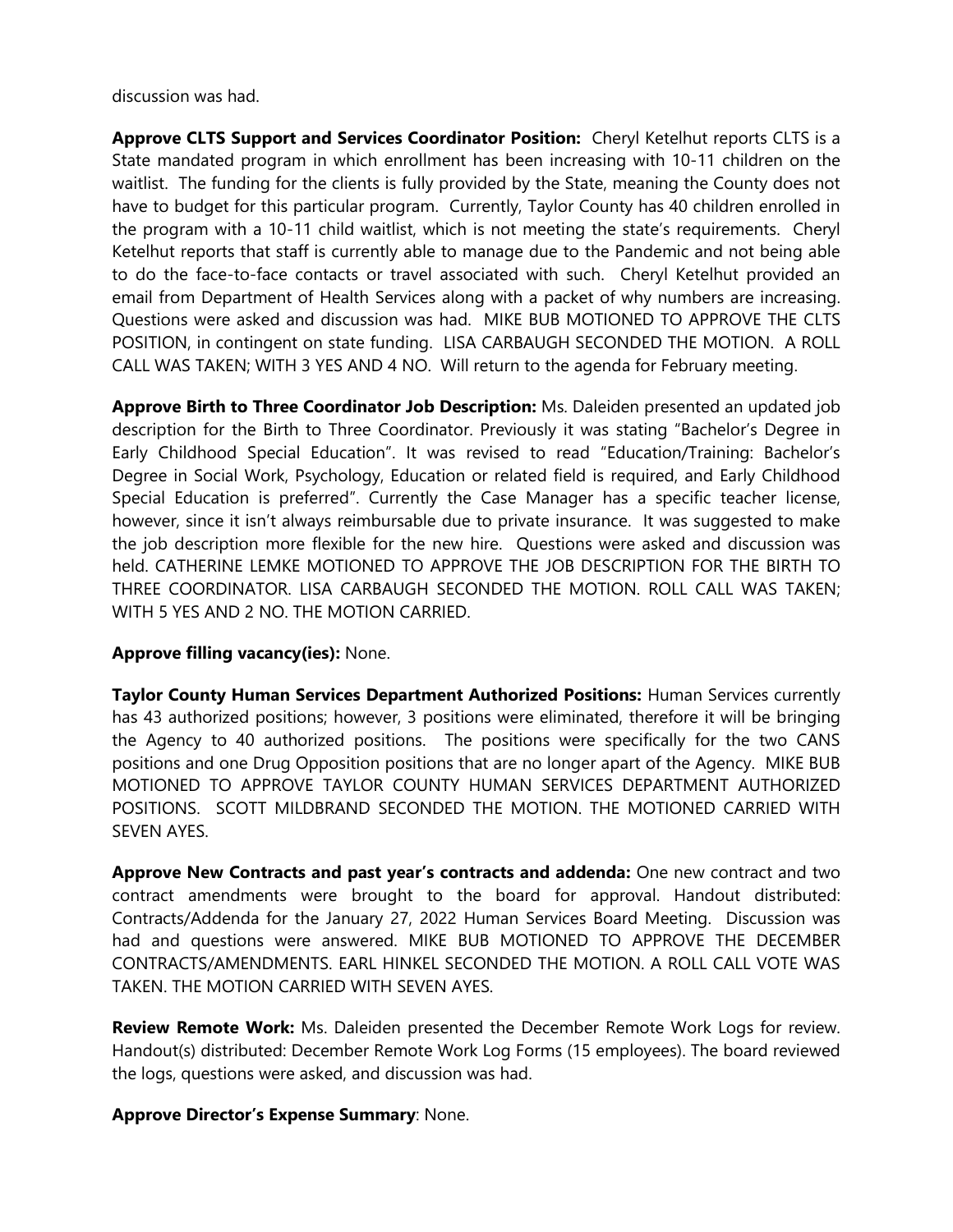discussion was had.

**Approve CLTS Support and Services Coordinator Position:** Cheryl Ketelhut reports CLTS is a State mandated program in which enrollment has been increasing with 10-11 children on the waitlist. The funding for the clients is fully provided by the State, meaning the County does not have to budget for this particular program. Currently, Taylor County has 40 children enrolled in the program with a 10-11 child waitlist, which is not meeting the state's requirements. Cheryl Ketelhut reports that staff is currently able to manage due to the Pandemic and not being able to do the face-to-face contacts or travel associated with such. Cheryl Ketelhut provided an email from Department of Health Services along with a packet of why numbers are increasing. Questions were asked and discussion was had. MIKE BUB MOTIONED TO APPROVE THE CLTS POSITION, in contingent on state funding. LISA CARBAUGH SECONDED THE MOTION. A ROLL CALL WAS TAKEN; WITH 3 YES AND 4 NO. Will return to the agenda for February meeting.

**Approve Birth to Three Coordinator Job Description:** Ms. Daleiden presented an updated job description for the Birth to Three Coordinator. Previously it was stating "Bachelor's Degree in Early Childhood Special Education". It was revised to read "Education/Training: Bachelor's Degree in Social Work, Psychology, Education or related field is required, and Early Childhood Special Education is preferred". Currently the Case Manager has a specific teacher license, however, since it isn't always reimbursable due to private insurance. It was suggested to make the job description more flexible for the new hire. Questions were asked and discussion was held. CATHERINE LEMKE MOTIONED TO APPROVE THE JOB DESCRIPTION FOR THE BIRTH TO THREE COORDINATOR. LISA CARBAUGH SECONDED THE MOTION. ROLL CALL WAS TAKEN; WITH 5 YES AND 2 NO. THE MOTION CARRIED.

**Approve filling vacancy(ies):** None.

**Taylor County Human Services Department Authorized Positions:** Human Services currently has 43 authorized positions; however, 3 positions were eliminated, therefore it will be bringing the Agency to 40 authorized positions. The positions were specifically for the two CANS positions and one Drug Opposition positions that are no longer apart of the Agency. MIKE BUB MOTIONED TO APPROVE TAYLOR COUNTY HUMAN SERVICES DEPARTMENT AUTHORIZED POSITIONS. SCOTT MILDBRAND SECONDED THE MOTION. THE MOTIONED CARRIED WITH SEVEN AYES.

**Approve New Contracts and past year's contracts and addenda:** One new contract and two contract amendments were brought to the board for approval. Handout distributed: Contracts/Addenda for the January 27, 2022 Human Services Board Meeting. Discussion was had and questions were answered. MIKE BUB MOTIONED TO APPROVE THE DECEMBER CONTRACTS/AMENDMENTS. EARL HINKEL SECONDED THE MOTION. A ROLL CALL VOTE WAS TAKEN. THE MOTION CARRIED WITH SEVEN AYES.

**Review Remote Work:** Ms. Daleiden presented the December Remote Work Logs for review. Handout(s) distributed: December Remote Work Log Forms (15 employees). The board reviewed the logs, questions were asked, and discussion was had.

**Approve Director's Expense Summary**: None.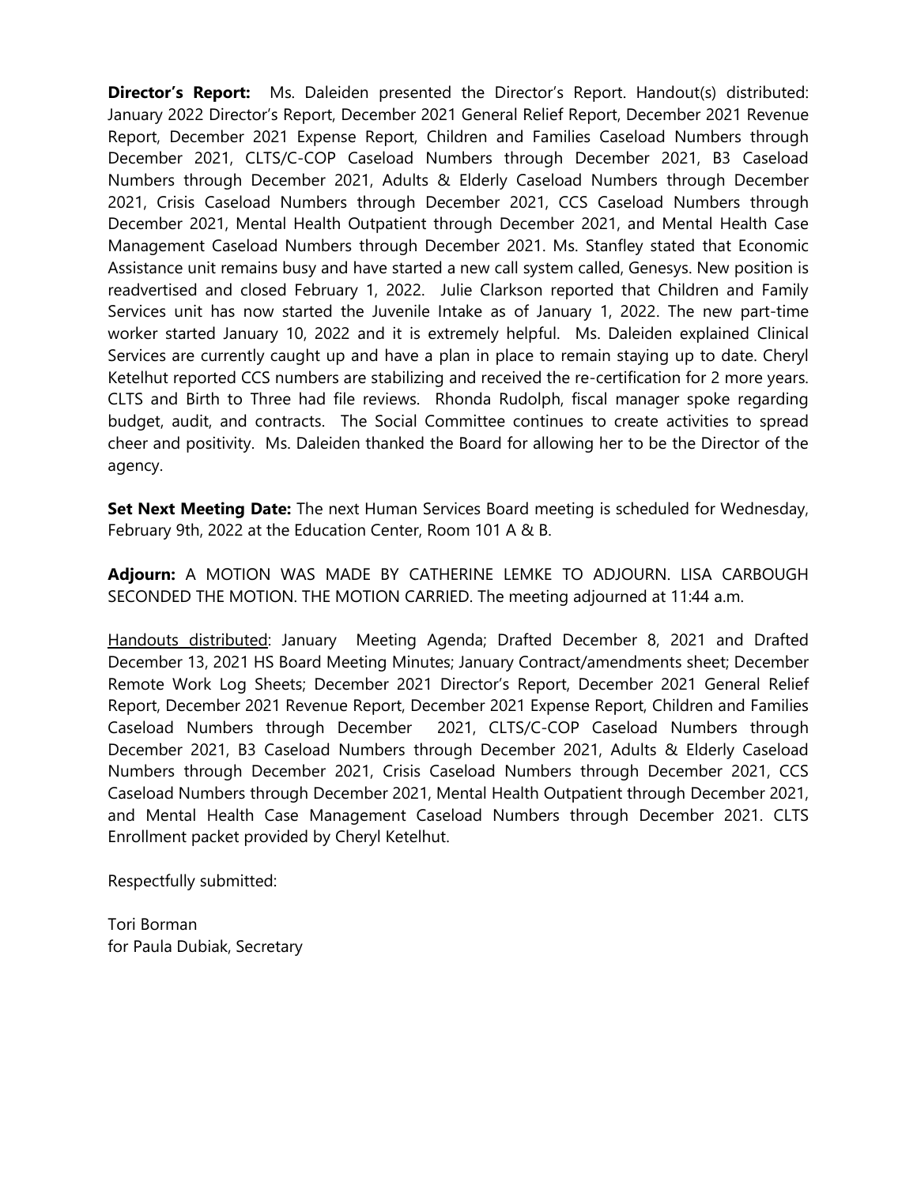**Director's Report:** Ms. Daleiden presented the Director's Report. Handout(s) distributed: January 2022 Director's Report, December 2021 General Relief Report, December 2021 Revenue Report, December 2021 Expense Report, Children and Families Caseload Numbers through December 2021, CLTS/C-COP Caseload Numbers through December 2021, B3 Caseload Numbers through December 2021, Adults & Elderly Caseload Numbers through December 2021, Crisis Caseload Numbers through December 2021, CCS Caseload Numbers through December 2021, Mental Health Outpatient through December 2021, and Mental Health Case Management Caseload Numbers through December 2021. Ms. Stanfley stated that Economic Assistance unit remains busy and have started a new call system called, Genesys. New position is readvertised and closed February 1, 2022. Julie Clarkson reported that Children and Family Services unit has now started the Juvenile Intake as of January 1, 2022. The new part-time worker started January 10, 2022 and it is extremely helpful. Ms. Daleiden explained Clinical Services are currently caught up and have a plan in place to remain staying up to date. Cheryl Ketelhut reported CCS numbers are stabilizing and received the re-certification for 2 more years. CLTS and Birth to Three had file reviews. Rhonda Rudolph, fiscal manager spoke regarding budget, audit, and contracts. The Social Committee continues to create activities to spread cheer and positivity. Ms. Daleiden thanked the Board for allowing her to be the Director of the agency.

**Set Next Meeting Date:** The next Human Services Board meeting is scheduled for Wednesday, February 9th, 2022 at the Education Center, Room 101 A & B.

**Adjourn:** A MOTION WAS MADE BY CATHERINE LEMKE TO ADJOURN. LISA CARBOUGH SECONDED THE MOTION. THE MOTION CARRIED. The meeting adjourned at 11:44 a.m.

Handouts distributed: January Meeting Agenda; Drafted December 8, 2021 and Drafted December 13, 2021 HS Board Meeting Minutes; January Contract/amendments sheet; December Remote Work Log Sheets; December 2021 Director's Report, December 2021 General Relief Report, December 2021 Revenue Report, December 2021 Expense Report, Children and Families Caseload Numbers through December 2021, CLTS/C-COP Caseload Numbers through December 2021, B3 Caseload Numbers through December 2021, Adults & Elderly Caseload Numbers through December 2021, Crisis Caseload Numbers through December 2021, CCS Caseload Numbers through December 2021, Mental Health Outpatient through December 2021, and Mental Health Case Management Caseload Numbers through December 2021. CLTS Enrollment packet provided by Cheryl Ketelhut.

Respectfully submitted:

Tori Borman
for Paula Dubiak, Secretary